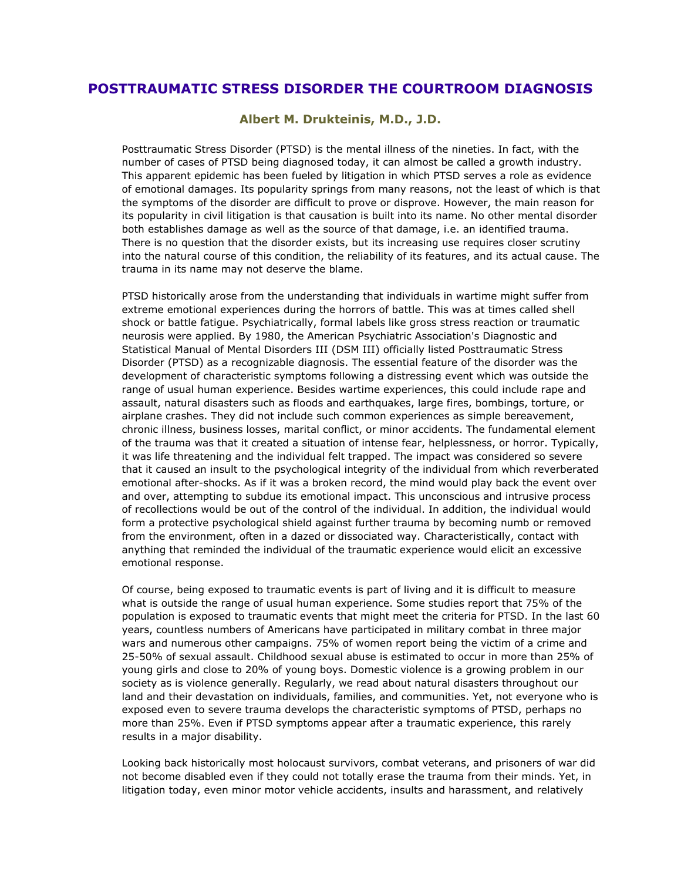# POSTTRAUMATIC STRESS DISORDER THE COURTROOM DIAGNOSIS

### Albert M. Drukteinis, M.D., J.D.

Posttraumatic Stress Disorder (PTSD) is the mental illness of the nineties. In fact, with the number of cases of PTSD being diagnosed today, it can almost be called a growth industry. This apparent epidemic has been fueled by litigation in which PTSD serves a role as evidence of emotional damages. Its popularity springs from many reasons, not the least of which is that the symptoms of the disorder are difficult to prove or disprove. However, the main reason for its popularity in civil litigation is that causation is built into its name. No other mental disorder both establishes damage as well as the source of that damage, i.e. an identified trauma. There is no question that the disorder exists, but its increasing use requires closer scrutiny into the natural course of this condition, the reliability of its features, and its actual cause. The trauma in its name may not deserve the blame.

PTSD historically arose from the understanding that individuals in wartime might suffer from extreme emotional experiences during the horrors of battle. This was at times called shell shock or battle fatigue. Psychiatrically, formal labels like gross stress reaction or traumatic neurosis were applied. By 1980, the American Psychiatric Association's Diagnostic and Statistical Manual of Mental Disorders III (DSM III) officially listed Posttraumatic Stress Disorder (PTSD) as a recognizable diagnosis. The essential feature of the disorder was the development of characteristic symptoms following a distressing event which was outside the range of usual human experience. Besides wartime experiences, this could include rape and assault, natural disasters such as floods and earthquakes, large fires, bombings, torture, or airplane crashes. They did not include such common experiences as simple bereavement, chronic illness, business losses, marital conflict, or minor accidents. The fundamental element of the trauma was that it created a situation of intense fear, helplessness, or horror. Typically, it was life threatening and the individual felt trapped. The impact was considered so severe that it caused an insult to the psychological integrity of the individual from which reverberated emotional after-shocks. As if it was a broken record, the mind would play back the event over and over, attempting to subdue its emotional impact. This unconscious and intrusive process of recollections would be out of the control of the individual. In addition, the individual would form a protective psychological shield against further trauma by becoming numb or removed from the environment, often in a dazed or dissociated way. Characteristically, contact with anything that reminded the individual of the traumatic experience would elicit an excessive emotional response.

Of course, being exposed to traumatic events is part of living and it is difficult to measure what is outside the range of usual human experience. Some studies report that 75% of the population is exposed to traumatic events that might meet the criteria for PTSD. In the last 60 years, countless numbers of Americans have participated in military combat in three major wars and numerous other campaigns. 75% of women report being the victim of a crime and 25-50% of sexual assault. Childhood sexual abuse is estimated to occur in more than 25% of young girls and close to 20% of young boys. Domestic violence is a growing problem in our society as is violence generally. Regularly, we read about natural disasters throughout our land and their devastation on individuals, families, and communities. Yet, not everyone who is exposed even to severe trauma develops the characteristic symptoms of PTSD, perhaps no more than 25%. Even if PTSD symptoms appear after a traumatic experience, this rarely results in a major disability.

Looking back historically most holocaust survivors, combat veterans, and prisoners of war did not become disabled even if they could not totally erase the trauma from their minds. Yet, in litigation today, even minor motor vehicle accidents, insults and harassment, and relatively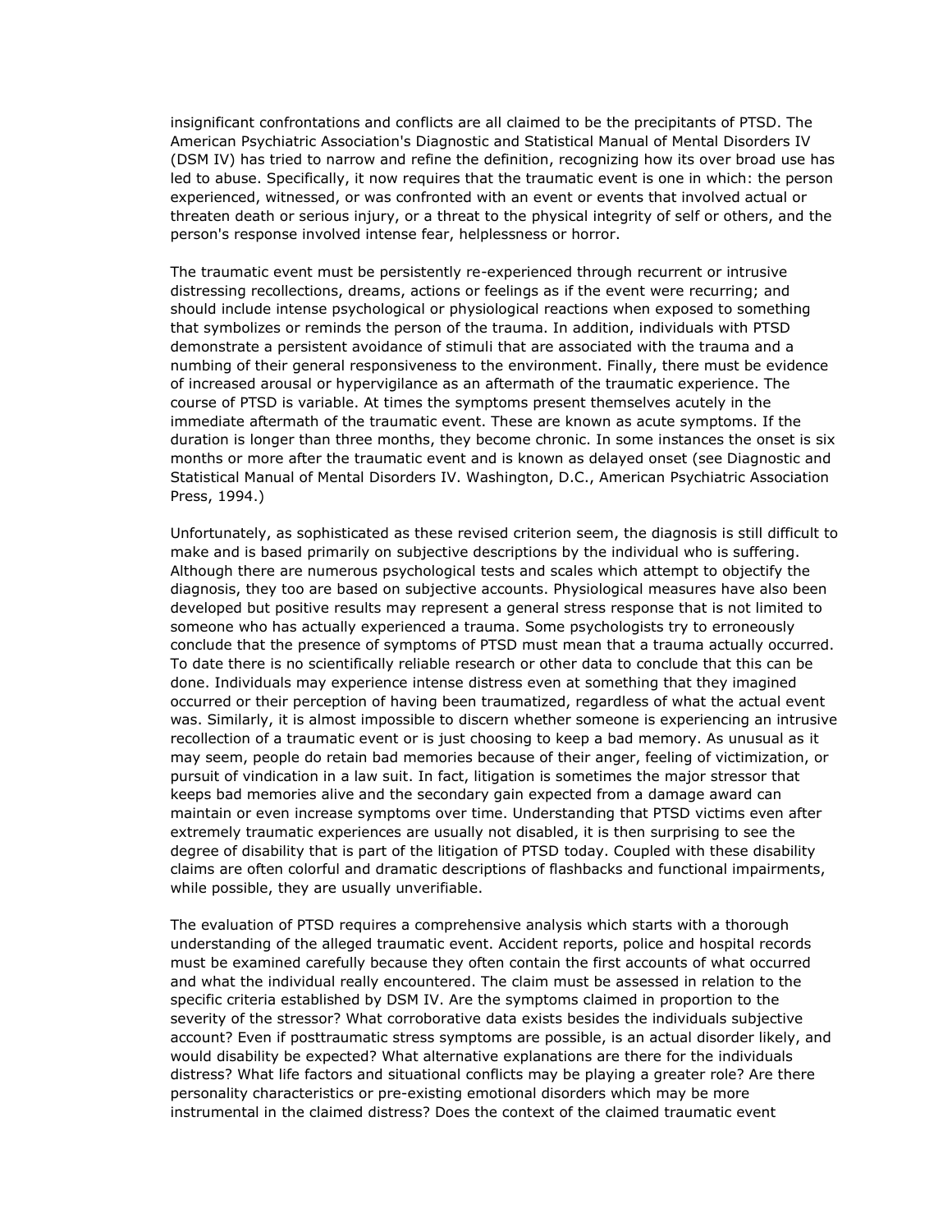insignificant confrontations and conflicts are all claimed to be the precipitants of PTSD. The American Psychiatric Association's Diagnostic and Statistical Manual of Mental Disorders IV (DSM IV) has tried to narrow and refine the definition, recognizing how its over broad use has led to abuse. Specifically, it now requires that the traumatic event is one in which: the person experienced, witnessed, or was confronted with an event or events that involved actual or threaten death or serious injury, or a threat to the physical integrity of self or others, and the person's response involved intense fear, helplessness or horror.

The traumatic event must be persistently re-experienced through recurrent or intrusive distressing recollections, dreams, actions or feelings as if the event were recurring; and should include intense psychological or physiological reactions when exposed to something that symbolizes or reminds the person of the trauma. In addition, individuals with PTSD demonstrate a persistent avoidance of stimuli that are associated with the trauma and a numbing of their general responsiveness to the environment. Finally, there must be evidence of increased arousal or hypervigilance as an aftermath of the traumatic experience. The course of PTSD is variable. At times the symptoms present themselves acutely in the immediate aftermath of the traumatic event. These are known as acute symptoms. If the duration is longer than three months, they become chronic. In some instances the onset is six months or more after the traumatic event and is known as delayed onset (see Diagnostic and Statistical Manual of Mental Disorders IV. Washington, D.C., American Psychiatric Association Press, 1994.)

Unfortunately, as sophisticated as these revised criterion seem, the diagnosis is still difficult to make and is based primarily on subjective descriptions by the individual who is suffering. Although there are numerous psychological tests and scales which attempt to objectify the diagnosis, they too are based on subjective accounts. Physiological measures have also been developed but positive results may represent a general stress response that is not limited to someone who has actually experienced a trauma. Some psychologists try to erroneously conclude that the presence of symptoms of PTSD must mean that a trauma actually occurred. To date there is no scientifically reliable research or other data to conclude that this can be done. Individuals may experience intense distress even at something that they imagined occurred or their perception of having been traumatized, regardless of what the actual event was. Similarly, it is almost impossible to discern whether someone is experiencing an intrusive recollection of a traumatic event or is just choosing to keep a bad memory. As unusual as it may seem, people do retain bad memories because of their anger, feeling of victimization, or pursuit of vindication in a law suit. In fact, litigation is sometimes the major stressor that keeps bad memories alive and the secondary gain expected from a damage award can maintain or even increase symptoms over time. Understanding that PTSD victims even after extremely traumatic experiences are usually not disabled, it is then surprising to see the degree of disability that is part of the litigation of PTSD today. Coupled with these disability claims are often colorful and dramatic descriptions of flashbacks and functional impairments, while possible, they are usually unverifiable.

The evaluation of PTSD requires a comprehensive analysis which starts with a thorough understanding of the alleged traumatic event. Accident reports, police and hospital records must be examined carefully because they often contain the first accounts of what occurred and what the individual really encountered. The claim must be assessed in relation to the specific criteria established by DSM IV. Are the symptoms claimed in proportion to the severity of the stressor? What corroborative data exists besides the individuals subjective account? Even if posttraumatic stress symptoms are possible, is an actual disorder likely, and would disability be expected? What alternative explanations are there for the individuals distress? What life factors and situational conflicts may be playing a greater role? Are there personality characteristics or pre-existing emotional disorders which may be more instrumental in the claimed distress? Does the context of the claimed traumatic event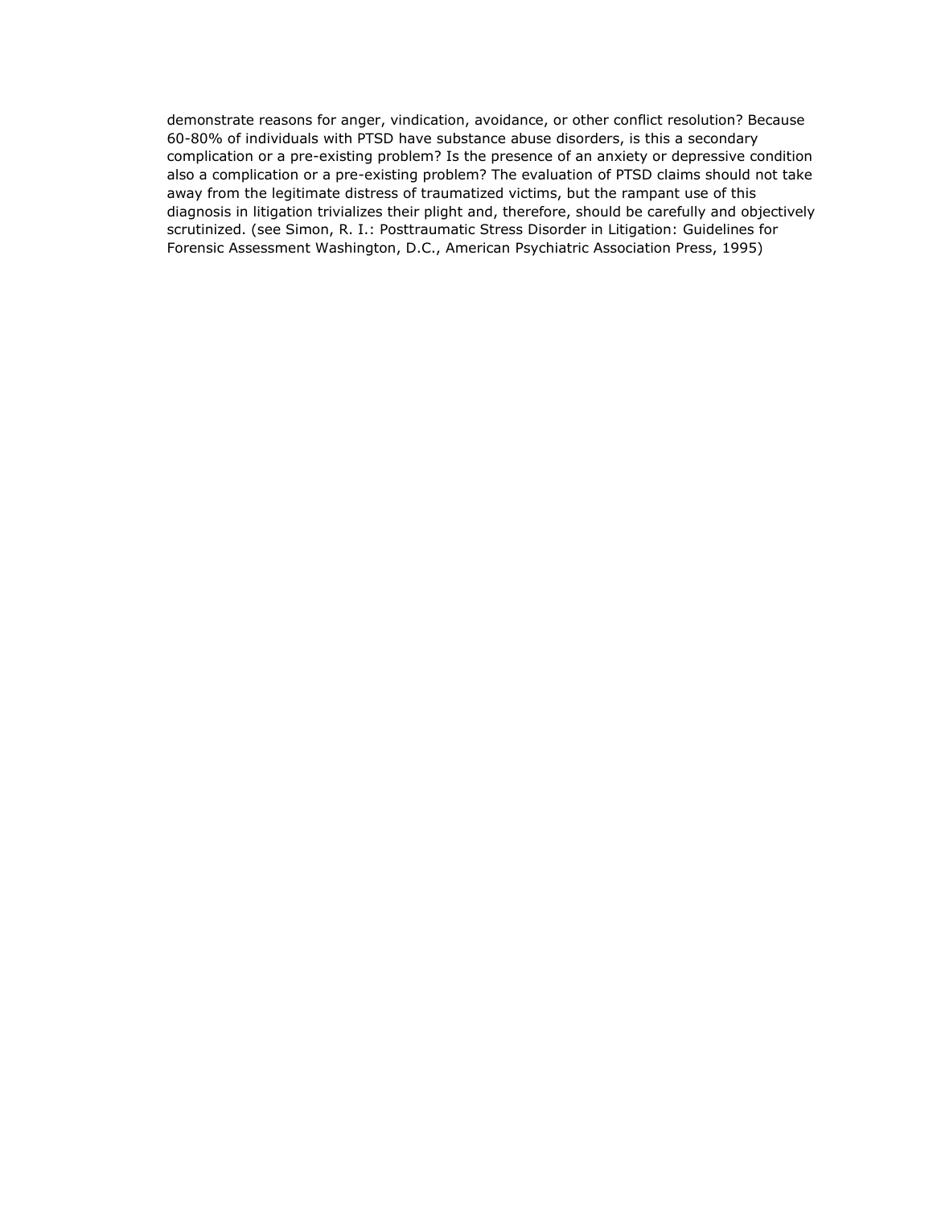demonstrate reasons for anger, vindication, avoidance, or other conflict resolution? Because 60-80% of individuals with PTSD have substance abuse disorders, is this a secondary complication or a pre-existing problem? Is the presence of an anxiety or depressive condition also a complication or a pre-existing problem? The evaluation of PTSD claims should not take away from the legitimate distress of traumatized victims, but the rampant use of this diagnosis in litigation trivializes their plight and, therefore, should be carefully and objectively scrutinized. (see Simon, R. I.: Posttraumatic Stress Disorder in Litigation: Guidelines for Forensic Assessment Washington, D.C., American Psychiatric Association Press, 1995)